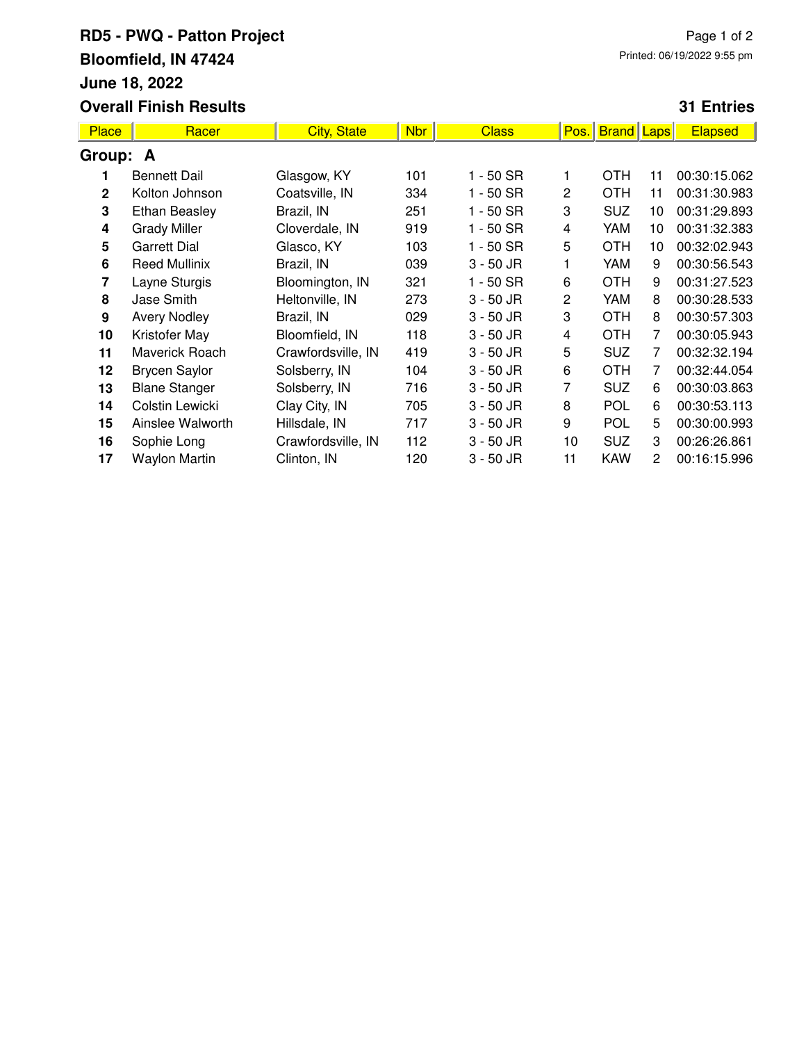# RD5 - PWQ - Patton Project

**Bloomfield, IN 47424**

**June 18, 2022**

**Overall Finish Results** **31 Entries**

Printed: 06/19/2022 9:55 pm

| Place | Racer | City, State | Nbr | Class | Pos. | Brand | Laps | Elapsed |
|---|---|---|---|---|---|---|---|---|
| **Group: A** | | | | | | | | |
| 1 | Bennett Dail | Glasgow, KY | 101 | 1 - 50 SR | 1 | OTH | 11 | 00:30:15.062 |
| 2 | Kolton Johnson | Coatsville, IN | 334 | 1 - 50 SR | 2 | OTH | 11 | 00:31:30.983 |
| 3 | Ethan Beasley | Brazil, IN | 251 | 1 - 50 SR | 3 | SUZ | 10 | 00:31:29.893 |
| 4 | Grady Miller | Cloverdale, IN | 919 | 1 - 50 SR | 4 | YAM | 10 | 00:31:32.383 |
| 5 | Garrett Dial | Glasco, KY | 103 | 1 - 50 SR | 5 | OTH | 10 | 00:32:02.943 |
| 6 | Reed Mullinix | Brazil, IN | 039 | 3 - 50 JR | 1 | YAM | 9 | 00:30:56.543 |
| 7 | Layne Sturgis | Bloomington, IN | 321 | 1 - 50 SR | 6 | OTH | 9 | 00:31:27.523 |
| 8 | Jase Smith | Heltonville, IN | 273 | 3 - 50 JR | 2 | YAM | 8 | 00:30:28.533 |
| 9 | Avery Nodley | Brazil, IN | 029 | 3 - 50 JR | 3 | OTH | 8 | 00:30:57.303 |
| 10 | Kristofer May | Bloomfield, IN | 118 | 3 - 50 JR | 4 | OTH | 7 | 00:30:05.943 |
| 11 | Maverick Roach | Crawfordsville, IN | 419 | 3 - 50 JR | 5 | SUZ | 7 | 00:32:32.194 |
| 12 | Brycen Saylor | Solsberry, IN | 104 | 3 - 50 JR | 6 | OTH | 7 | 00:32:44.054 |
| 13 | Blane Stanger | Solsberry, IN | 716 | 3 - 50 JR | 7 | SUZ | 6 | 00:30:03.863 |
| 14 | Colstin Lewicki | Clay City, IN | 705 | 3 - 50 JR | 8 | POL | 6 | 00:30:53.113 |
| 15 | Ainslee Walworth | Hillsdale, IN | 717 | 3 - 50 JR | 9 | POL | 5 | 00:30:00.993 |
| 16 | Sophie Long | Crawfordsville, IN | 112 | 3 - 50 JR | 10 | SUZ | 3 | 00:26:26.861 |
| 17 | Waylon Martin | Clinton, IN | 120 | 3 - 50 JR | 11 | KAW | 2 | 00:16:15.996 |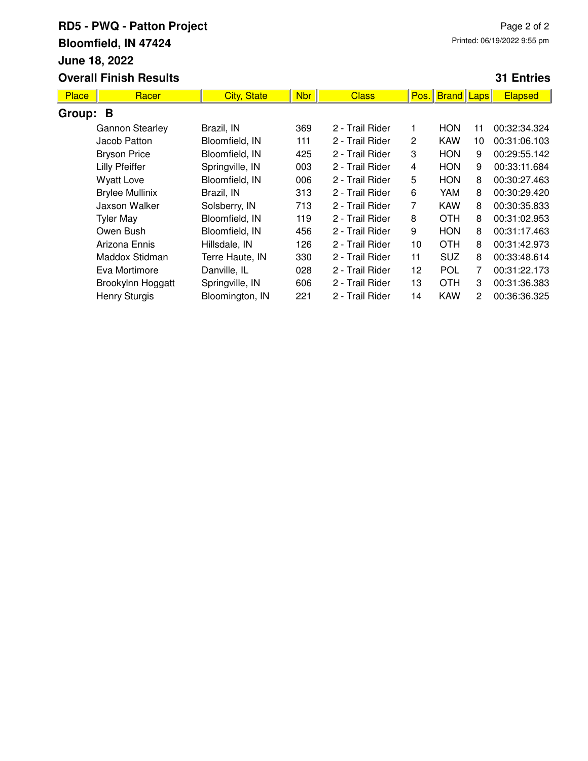# RD5 - PWQ - Patton Project

**Bloomfield, IN 47424**

**June 18, 2022**

**Overall Finish Results** — **31 Entries**

| Place | Racer | City, State | Nbr | Class | Pos. | Brand | Laps | Elapsed |
|---|---|---|---|---|---|---|---|---|
| **Group: B** | | | | | | | | |
| | Gannon Stearley | Brazil, IN | 369 | 2 - Trail Rider | 1 | HON | 11 | 00:32:34.324 |
| | Jacob Patton | Bloomfield, IN | 111 | 2 - Trail Rider | 2 | KAW | 10 | 00:31:06.103 |
| | Bryson Price | Bloomfield, IN | 425 | 2 - Trail Rider | 3 | HON | 9 | 00:29:55.142 |
| | Lilly Pfeiffer | Springville, IN | 003 | 2 - Trail Rider | 4 | HON | 9 | 00:33:11.684 |
| | Wyatt Love | Bloomfield, IN | 006 | 2 - Trail Rider | 5 | HON | 8 | 00:30:27.463 |
| | Brylee Mullinix | Brazil, IN | 313 | 2 - Trail Rider | 6 | YAM | 8 | 00:30:29.420 |
| | Jaxson Walker | Solsberry, IN | 713 | 2 - Trail Rider | 7 | KAW | 8 | 00:30:35.833 |
| | Tyler May | Bloomfield, IN | 119 | 2 - Trail Rider | 8 | OTH | 8 | 00:31:02.953 |
| | Owen Bush | Bloomfield, IN | 456 | 2 - Trail Rider | 9 | HON | 8 | 00:31:17.463 |
| | Arizona Ennis | Hillsdale, IN | 126 | 2 - Trail Rider | 10 | OTH | 8 | 00:31:42.973 |
| | Maddox Stidman | Terre Haute, IN | 330 | 2 - Trail Rider | 11 | SUZ | 8 | 00:33:48.614 |
| | Eva Mortimore | Danville, IL | 028 | 2 - Trail Rider | 12 | POL | 7 | 00:31:22.173 |
| | Brookylnn Hoggatt | Springville, IN | 606 | 2 - Trail Rider | 13 | OTH | 3 | 00:31:36.383 |
| | Henry Sturgis | Bloomington, IN | 221 | 2 - Trail Rider | 14 | KAW | 2 | 00:36:36.325 |